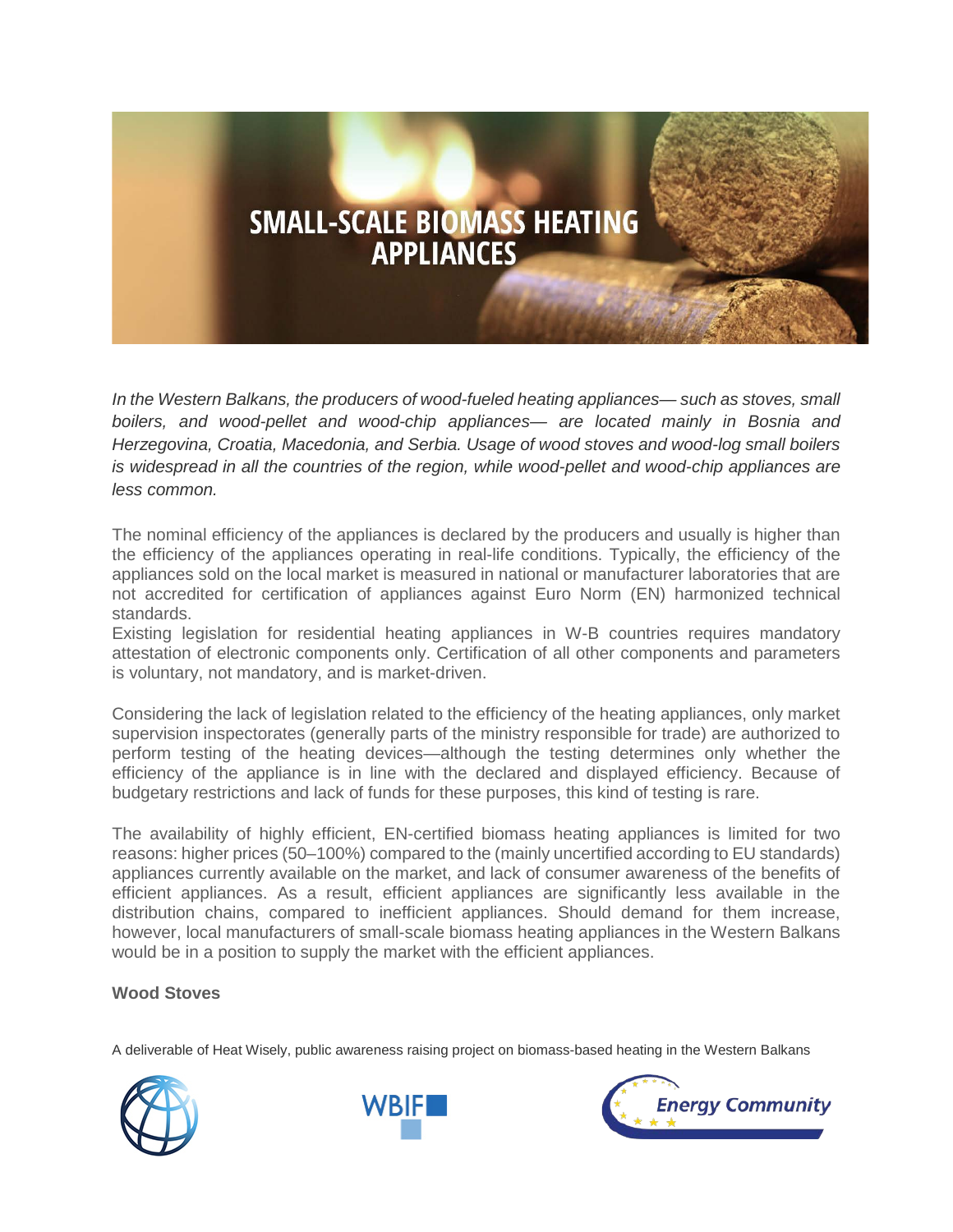# SMALL-SCALE BIOMASS HEATING APPLIANCES

*In the Western Balkans, the producers of wood-fueled heating appliances— such as stoves, small boilers, and wood-pellet and wood-chip appliances— are located mainly in Bosnia and Herzegovina, Croatia, Macedonia, and Serbia. Usage of wood stoves and wood-log small boilers is widespread in all the countries of the region, while wood-pellet and wood-chip appliances are less common.*

The nominal efficiency of the appliances is declared by the producers and usually is higher than the efficiency of the appliances operating in real-life conditions. Typically, the efficiency of the appliances sold on the local market is measured in national or manufacturer laboratories that are not accredited for certification of appliances against Euro Norm (EN) harmonized technical standards.

Existing legislation for residential heating appliances in W-B countries requires mandatory attestation of electronic components only. Certification of all other components and parameters is voluntary, not mandatory, and is market-driven.

Considering the lack of legislation related to the efficiency of the heating appliances, only market supervision inspectorates (generally parts of the ministry responsible for trade) are authorized to perform testing of the heating devices—although the testing determines only whether the efficiency of the appliance is in line with the declared and displayed efficiency. Because of budgetary restrictions and lack of funds for these purposes, this kind of testing is rare.

The availability of highly efficient, EN-certified biomass heating appliances is limited for two reasons: higher prices (50–100%) compared to the (mainly uncertified according to EU standards) appliances currently available on the market, and lack of consumer awareness of the benefits of efficient appliances. As a result, efficient appliances are significantly less available in the distribution chains, compared to inefficient appliances. Should demand for them increase, however, local manufacturers of small-scale biomass heating appliances in the Western Balkans would be in a position to supply the market with the efficient appliances.

**Wood Stoves**

A deliverable of Heat Wisely, public awareness raising project on biomass-based heating in the Western Balkans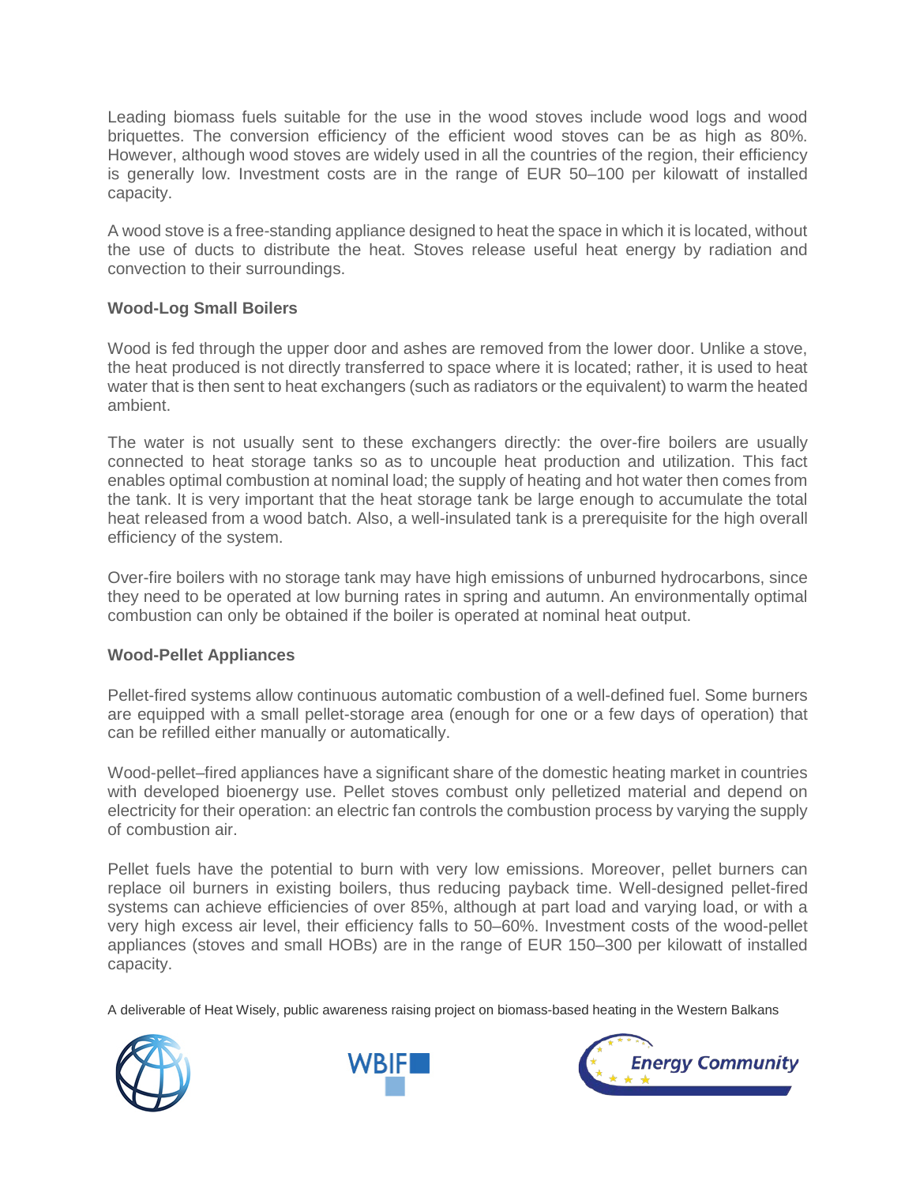Leading biomass fuels suitable for the use in the wood stoves include wood logs and wood briquettes. The conversion efficiency of the efficient wood stoves can be as high as 80%. However, although wood stoves are widely used in all the countries of the region, their efficiency is generally low. Investment costs are in the range of EUR 50–100 per kilowatt of installed capacity.

A wood stove is a free-standing appliance designed to heat the space in which it is located, without the use of ducts to distribute the heat. Stoves release useful heat energy by radiation and convection to their surroundings.

**Wood-Log Small Boilers**

Wood is fed through the upper door and ashes are removed from the lower door. Unlike a stove, the heat produced is not directly transferred to space where it is located; rather, it is used to heat water that is then sent to heat exchangers (such as radiators or the equivalent) to warm the heated ambient.

The water is not usually sent to these exchangers directly: the over-fire boilers are usually connected to heat storage tanks so as to uncouple heat production and utilization. This fact enables optimal combustion at nominal load; the supply of heating and hot water then comes from the tank. It is very important that the heat storage tank be large enough to accumulate the total heat released from a wood batch. Also, a well-insulated tank is a prerequisite for the high overall efficiency of the system.

Over-fire boilers with no storage tank may have high emissions of unburned hydrocarbons, since they need to be operated at low burning rates in spring and autumn. An environmentally optimal combustion can only be obtained if the boiler is operated at nominal heat output.

**Wood-Pellet Appliances**

Pellet-fired systems allow continuous automatic combustion of a well-defined fuel. Some burners are equipped with a small pellet-storage area (enough for one or a few days of operation) that can be refilled either manually or automatically.

Wood-pellet–fired appliances have a significant share of the domestic heating market in countries with developed bioenergy use. Pellet stoves combust only pelletized material and depend on electricity for their operation: an electric fan controls the combustion process by varying the supply of combustion air.

Pellet fuels have the potential to burn with very low emissions. Moreover, pellet burners can replace oil burners in existing boilers, thus reducing payback time. Well-designed pellet-fired systems can achieve efficiencies of over 85%, although at part load and varying load, or with a very high excess air level, their efficiency falls to 50–60%. Investment costs of the wood-pellet appliances (stoves and small HOBs) are in the range of EUR 150–300 per kilowatt of installed capacity.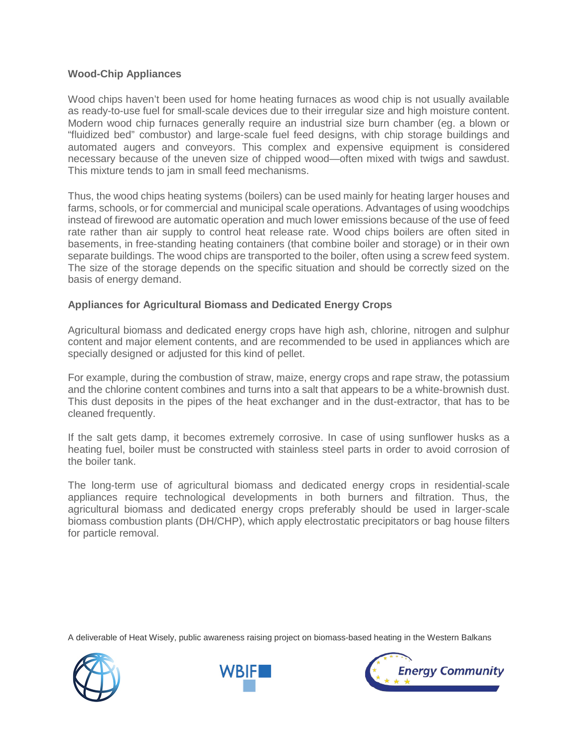**Wood-Chip Appliances**

Wood chips haven't been used for home heating furnaces as wood chip is not usually available as ready-to-use fuel for small-scale devices due to their irregular size and high moisture content. Modern wood chip furnaces generally require an industrial size burn chamber (eg. a blown or "fluidized bed" combustor) and large-scale fuel feed designs, with chip storage buildings and automated augers and conveyors. This complex and expensive equipment is considered necessary because of the uneven size of chipped wood—often mixed with twigs and sawdust. This mixture tends to jam in small feed mechanisms.

Thus, the wood chips heating systems (boilers) can be used mainly for heating larger houses and farms, schools, or for commercial and municipal scale operations. Advantages of using woodchips instead of firewood are automatic operation and much lower emissions because of the use of feed rate rather than air supply to control heat release rate. Wood chips boilers are often sited in basements, in free-standing heating containers (that combine boiler and storage) or in their own separate buildings. The wood chips are transported to the boiler, often using a screw feed system. The size of the storage depends on the specific situation and should be correctly sized on the basis of energy demand.

**Appliances for Agricultural Biomass and Dedicated Energy Crops**

Agricultural biomass and dedicated energy crops have high ash, chlorine, nitrogen and sulphur content and major element contents, and are recommended to be used in appliances which are specially designed or adjusted for this kind of pellet.

For example, during the combustion of straw, maize, energy crops and rape straw, the potassium and the chlorine content combines and turns into a salt that appears to be a white-brownish dust. This dust deposits in the pipes of the heat exchanger and in the dust-extractor, that has to be cleaned frequently.

If the salt gets damp, it becomes extremely corrosive. In case of using sunflower husks as a heating fuel, boiler must be constructed with stainless steel parts in order to avoid corrosion of the boiler tank.

The long-term use of agricultural biomass and dedicated energy crops in residential-scale appliances require technological developments in both burners and filtration. Thus, the agricultural biomass and dedicated energy crops preferably should be used in larger-scale biomass combustion plants (DH/CHP), which apply electrostatic precipitators or bag house filters for particle removal.